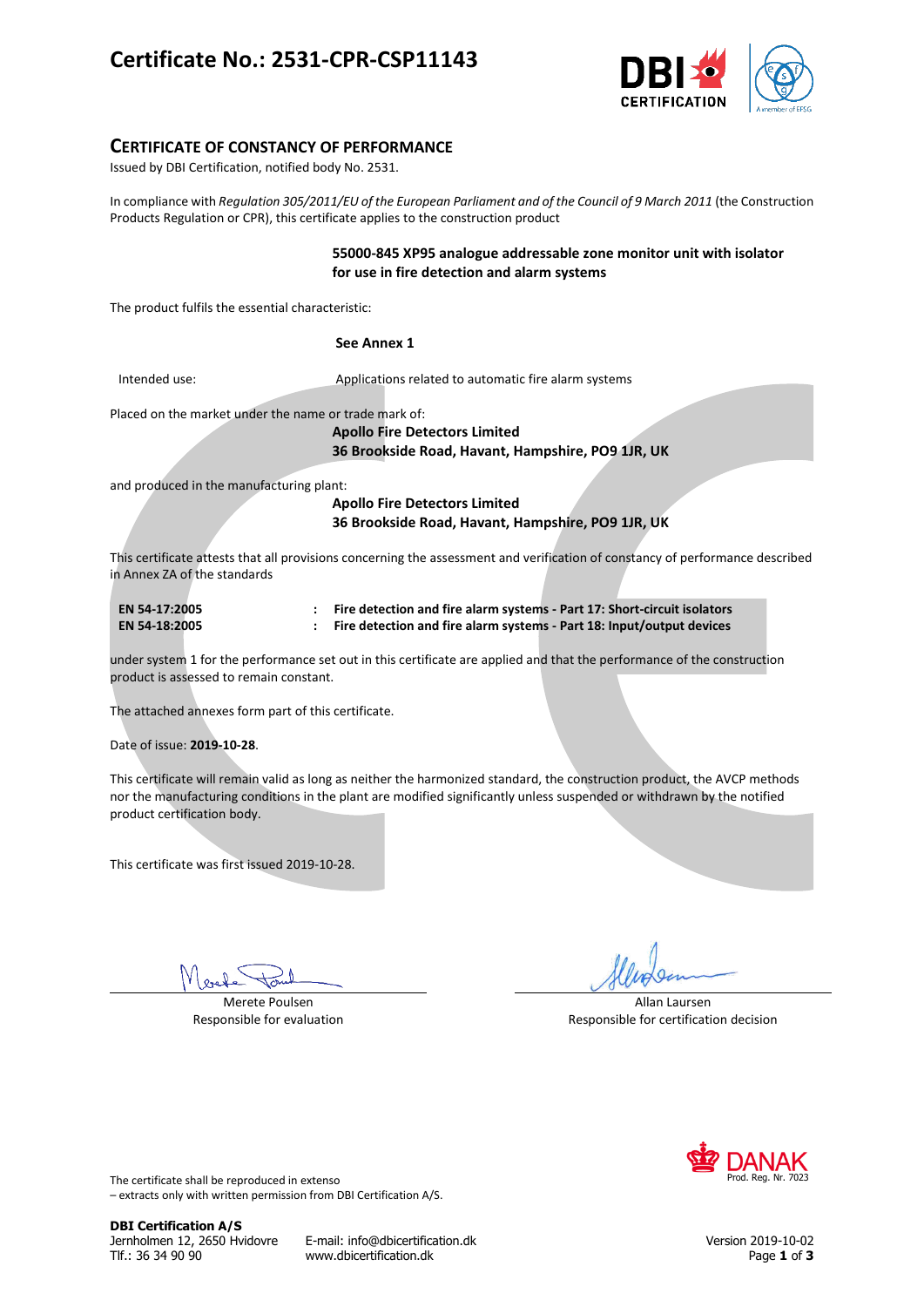# Certificate No.: 2531-CPR-CSP11143

## CERTIFICATE OF CONSTANCY OF PERFORMANCE

Issued by DBI Certification, notified body No. 2531.

In compliance with *Regulation 305/2011/EU of the European Parliament and of the Council of 9 March 2011* (the Construction Products Regulation or CPR), this certificate applies to the construction product

**55000-845 XP95 analogue addressable zone monitor unit with isolator for use in fire detection and alarm systems**

The product fulfils the essential characteristic:

**See Annex 1**

Intended use: Applications related to automatic fire alarm systems

Placed on the market under the name or trade mark of:

**Apollo Fire Detectors Limited**
**36 Brookside Road, Havant, Hampshire, PO9 1JR, UK**

and produced in the manufacturing plant:

**Apollo Fire Detectors Limited**
**36 Brookside Road, Havant, Hampshire, PO9 1JR, UK**

This certificate attests that all provisions concerning the assessment and verification of constancy of performance described in Annex ZA of the standards

| | | |
|---|---|---|
| **EN 54-17:2005** | : | **Fire detection and fire alarm systems - Part 17: Short-circuit isolators** |
| **EN 54-18:2005** | : | **Fire detection and fire alarm systems - Part 18: Input/output devices** |

under system 1 for the performance set out in this certificate are applied and that the performance of the construction product is assessed to remain constant.

The attached annexes form part of this certificate.

Date of issue: **2019-10-28**.

This certificate will remain valid as long as neither the harmonized standard, the construction product, the AVCP methods nor the manufacturing conditions in the plant are modified significantly unless suspended or withdrawn by the notified product certification body.

This certificate was first issued 2019-10-28.

Merete Poulsen
Responsible for evaluation

Allan Laursen
Responsible for certification decision

The certificate shall be reproduced in extenso
– extracts only with written permission from DBI Certification A/S.

DANAK Prod. Reg. Nr. 7023

**DBI Certification A/S**
Jernholmen 12, 2650 Hvidovre
Tlf.: 36 34 90 90

E-mail: info@dbicertification.dk
www.dbicertification.dk

Version 2019-10-02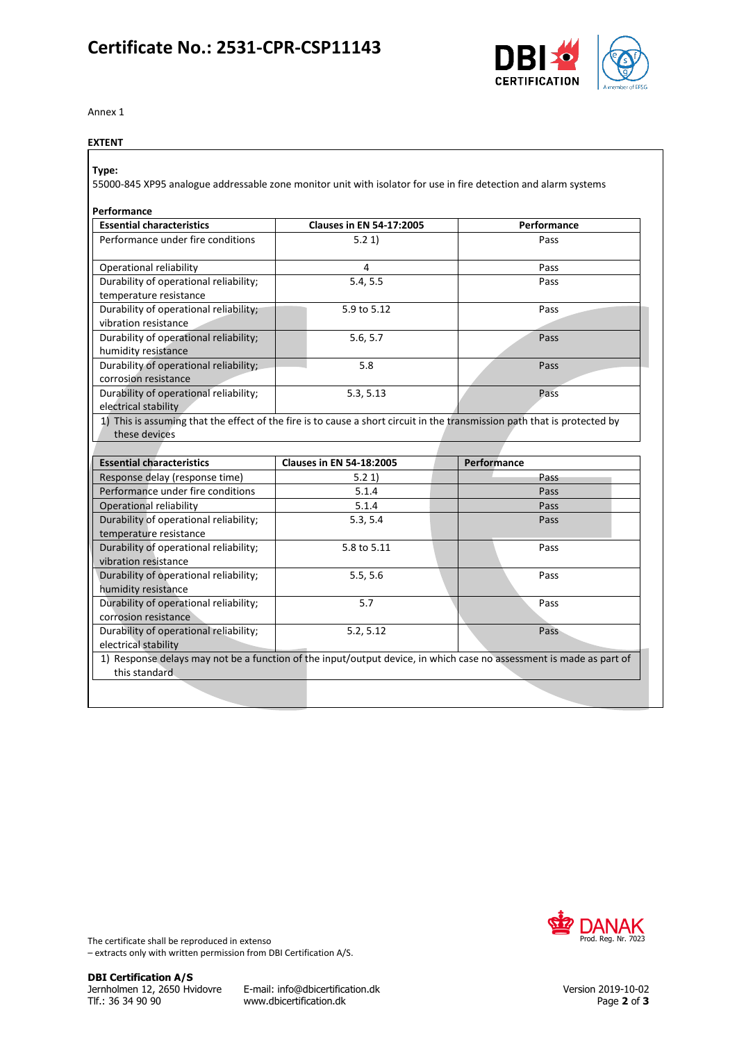# Certificate No.: 2531-CPR-CSP11143

Annex 1

**EXTENT**

**Type:**
55000-845 XP95 analogue addressable zone monitor unit with isolator for use in fire detection and alarm systems

**Performance**

| Essential characteristics | Clauses in EN 54-17:2005 | Performance |
|---|---|---|
| Performance under fire conditions | 5.2 1) | Pass |
| Operational reliability | 4 | Pass |
| Durability of operational reliability; temperature resistance | 5.4, 5.5 | Pass |
| Durability of operational reliability; vibration resistance | 5.9 to 5.12 | Pass |
| Durability of operational reliability; humidity resistance | 5.6, 5.7 | Pass |
| Durability of operational reliability; corrosion resistance | 5.8 | Pass |
| Durability of operational reliability; electrical stability | 5.3, 5.13 | Pass |

1) This is assuming that the effect of the fire is to cause a short circuit in the transmission path that is protected by these devices

| Essential characteristics | Clauses in EN 54-18:2005 | Performance |
|---|---|---|
| Response delay (response time) | 5.2 1) | Pass |
| Performance under fire conditions | 5.1.4 | Pass |
| Operational reliability | 5.1.4 | Pass |
| Durability of operational reliability; temperature resistance | 5.3, 5.4 | Pass |
| Durability of operational reliability; vibration resistance | 5.8 to 5.11 | Pass |
| Durability of operational reliability; humidity resistance | 5.5, 5.6 | Pass |
| Durability of operational reliability; corrosion resistance | 5.7 | Pass |
| Durability of operational reliability; electrical stability | 5.2, 5.12 | Pass |

1) Response delays may not be a function of the input/output device, in which case no assessment is made as part of this standard

The certificate shall be reproduced in extenso
– extracts only with written permission from DBI Certification A/S.

**DBI Certification A/S**
Jernholmen 12, 2650 Hvidovre
Tlf.: 36 34 90 90

E-mail: info@dbicertification.dk
www.dbicertification.dk

Version 2019-10-02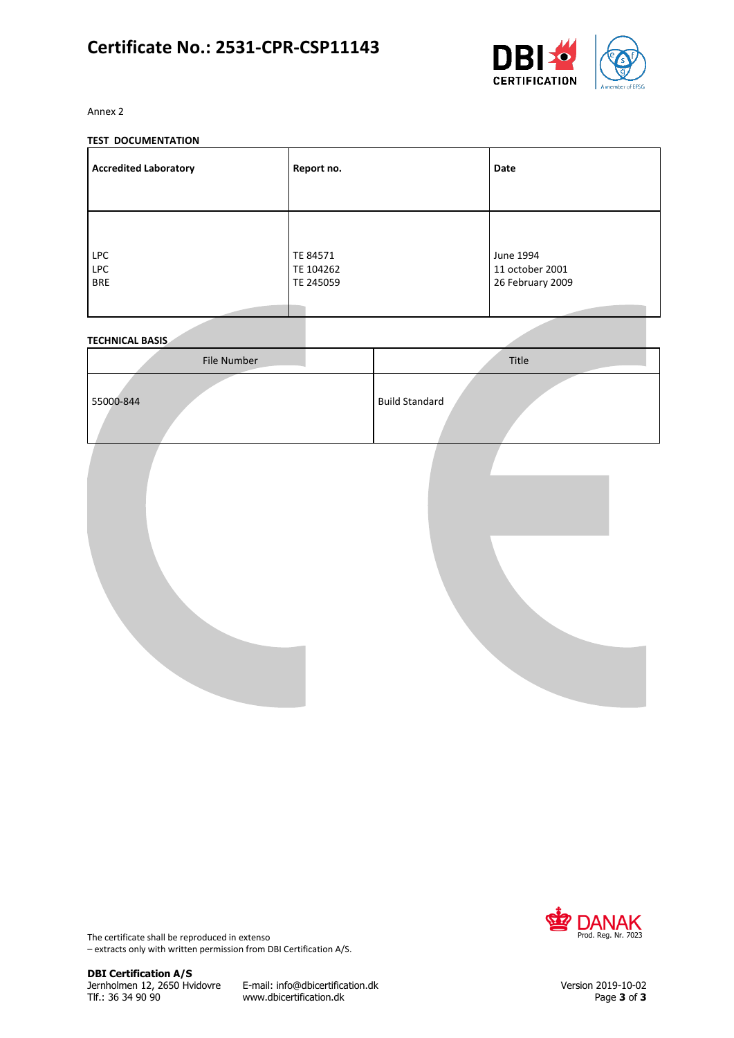Annex 2

**TEST DOCUMENTATION**

| Accredited Laboratory | Report no. | Date |
|---|---|---|
| LPC<br>LPC<br>BRE | TE 84571<br>TE 104262<br>TE 245059 | June 1994<br>11 october 2001<br>26 February 2009 |

**TECHNICAL BASIS**

| File Number | Title |
|---|---|
| 55000-844 | Build Standard |

The certificate shall be reproduced in extenso
– extracts only with written permission from DBI Certification A/S.

DANAK
Prod. Reg. Nr. 7023

**DBI Certification A/S**
Jernholmen 12, 2650 Hvidovre
Tlf.: 36 34 90 90
E-mail: info@dbicertification.dk
www.dbicertification.dk

Version 2019-10-02